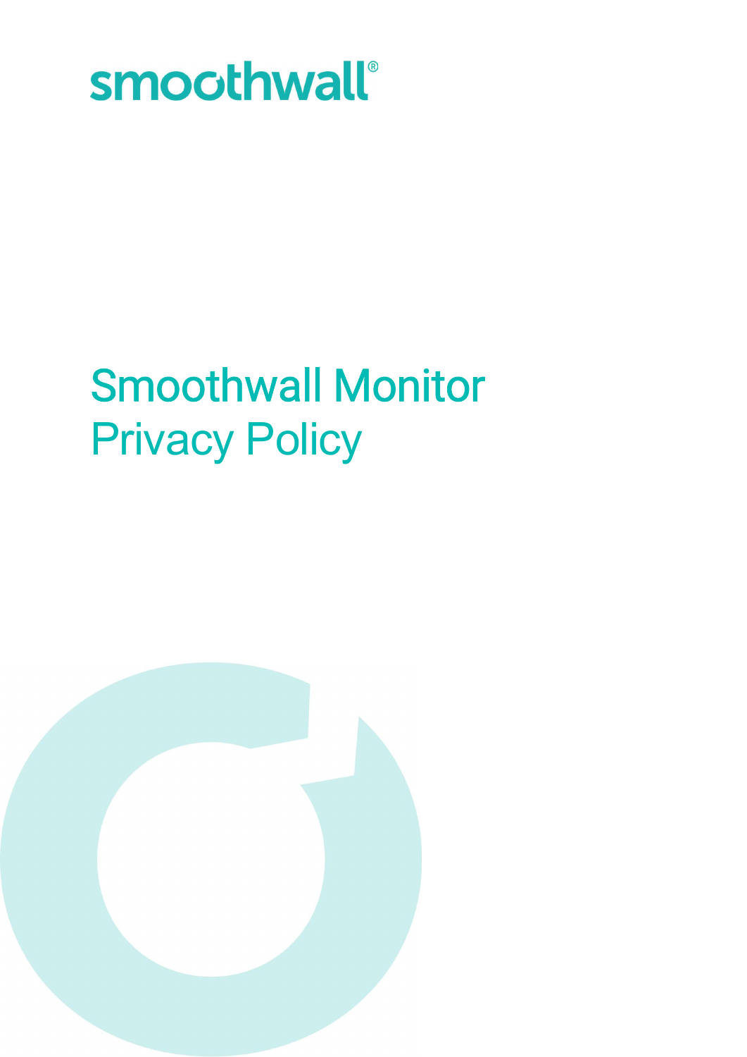smoothwall®

# Smoothwall Monitor Privacy Policy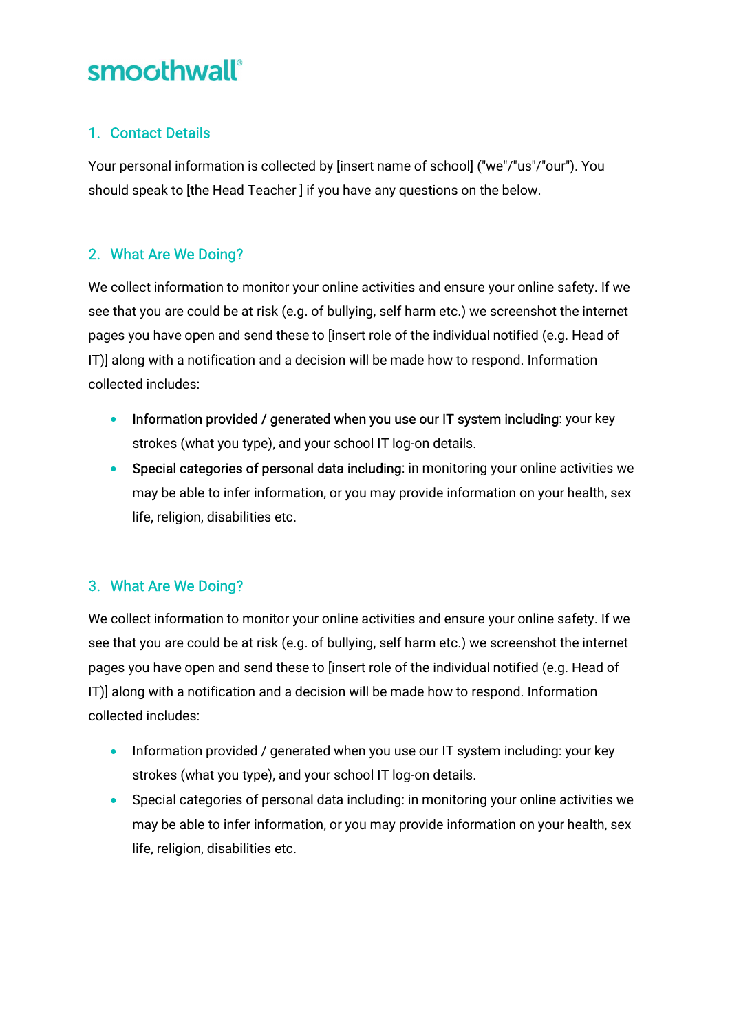smoothwall®

## 1. Contact Details

Your personal information is collected by [insert name of school] ("we"/"us"/"our"). You should speak to [the Head Teacher ] if you have any questions on the below.

## 2. What Are We Doing?

We collect information to monitor your online activities and ensure your online safety. If we see that you are could be at risk (e.g. of bullying, self harm etc.) we screenshot the internet pages you have open and send these to [insert role of the individual notified (e.g. Head of IT)] along with a notification and a decision will be made how to respond. Information collected includes:

- **Information provided / generated when you use our IT system including**: your key strokes (what you type), and your school IT log-on details.
- **Special categories of personal data including**: in monitoring your online activities we may be able to infer information, or you may provide information on your health, sex life, religion, disabilities etc.

## 3. What Are We Doing?

We collect information to monitor your online activities and ensure your online safety. If we see that you are could be at risk (e.g. of bullying, self harm etc.) we screenshot the internet pages you have open and send these to [insert role of the individual notified (e.g. Head of IT)] along with a notification and a decision will be made how to respond. Information collected includes:

- Information provided / generated when you use our IT system including: your key strokes (what you type), and your school IT log-on details.
- Special categories of personal data including: in monitoring your online activities we may be able to infer information, or you may provide information on your health, sex life, religion, disabilities etc.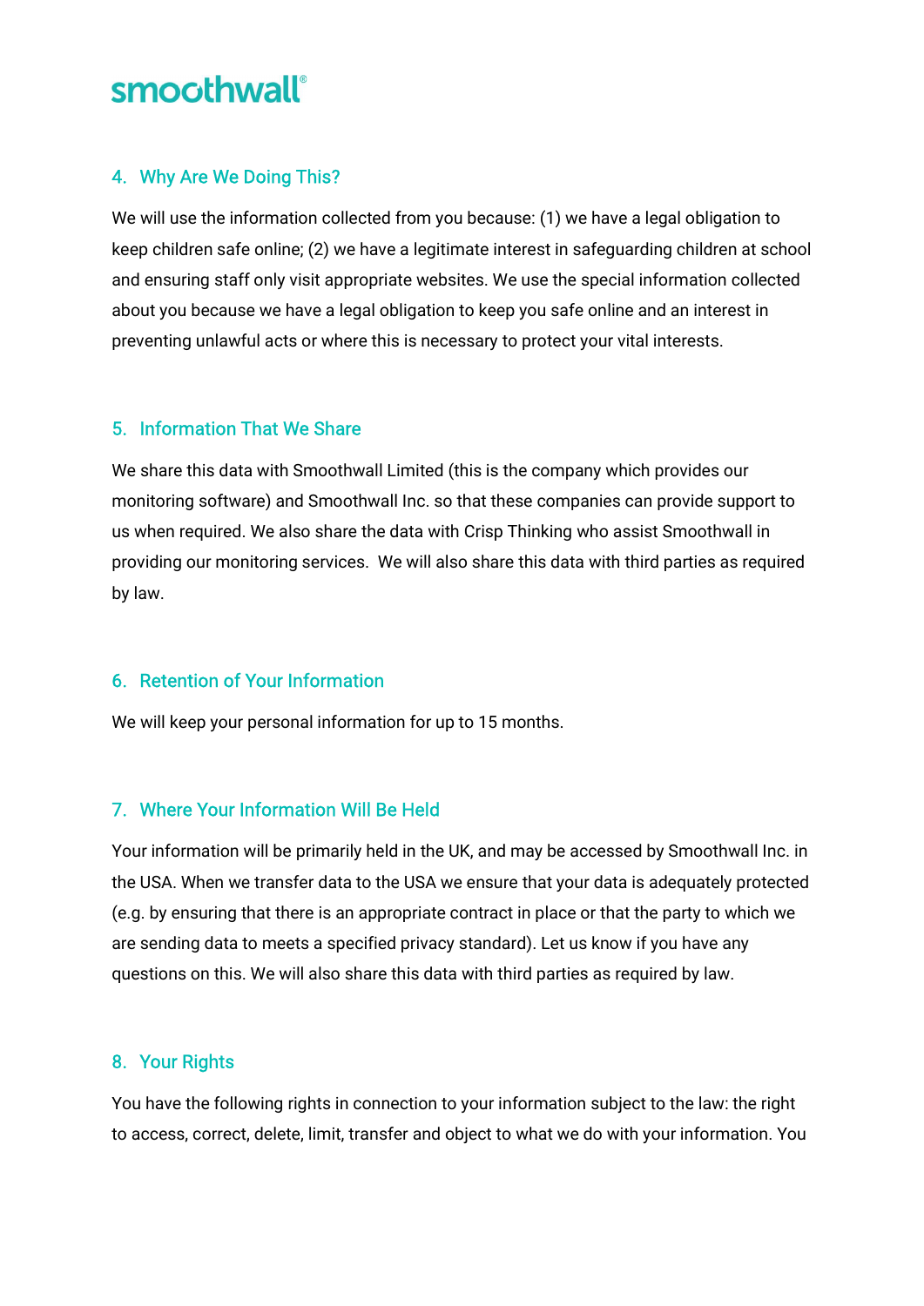## 4. Why Are We Doing This?

We will use the information collected from you because: (1) we have a legal obligation to keep children safe online; (2) we have a legitimate interest in safeguarding children at school and ensuring staff only visit appropriate websites. We use the special information collected about you because we have a legal obligation to keep you safe online and an interest in preventing unlawful acts or where this is necessary to protect your vital interests.

## 5. Information That We Share

We share this data with Smoothwall Limited (this is the company which provides our monitoring software) and Smoothwall Inc. so that these companies can provide support to us when required. We also share the data with Crisp Thinking who assist Smoothwall in providing our monitoring services. We will also share this data with third parties as required by law.

## 6. Retention of Your Information

We will keep your personal information for up to 15 months.

## 7. Where Your Information Will Be Held

Your information will be primarily held in the UK, and may be accessed by Smoothwall Inc. in the USA. When we transfer data to the USA we ensure that your data is adequately protected (e.g. by ensuring that there is an appropriate contract in place or that the party to which we are sending data to meets a specified privacy standard). Let us know if you have any questions on this. We will also share this data with third parties as required by law.

## 8. Your Rights

You have the following rights in connection to your information subject to the law: the right to access, correct, delete, limit, transfer and object to what we do with your information. You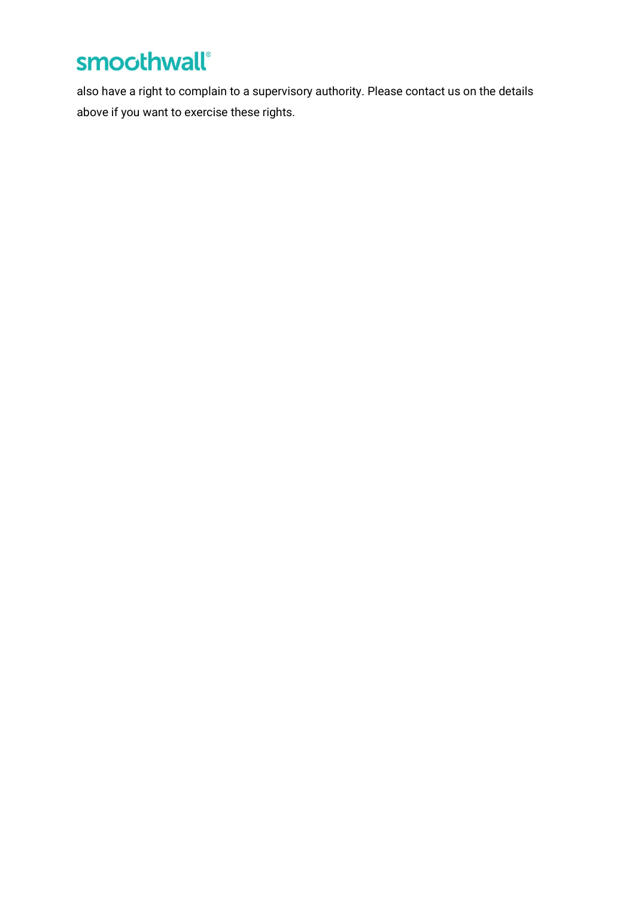also have a right to complain to a supervisory authority. Please contact us on the details above if you want to exercise these rights.